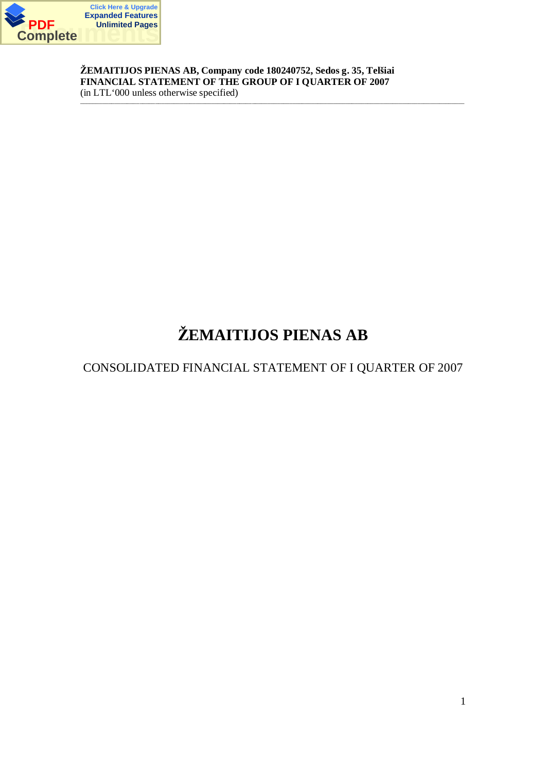# ŽEMAITIJOS PIENAS AB

CONSOLIDATED FINANCIAL STATEMENT OF I QUARTER OF 2007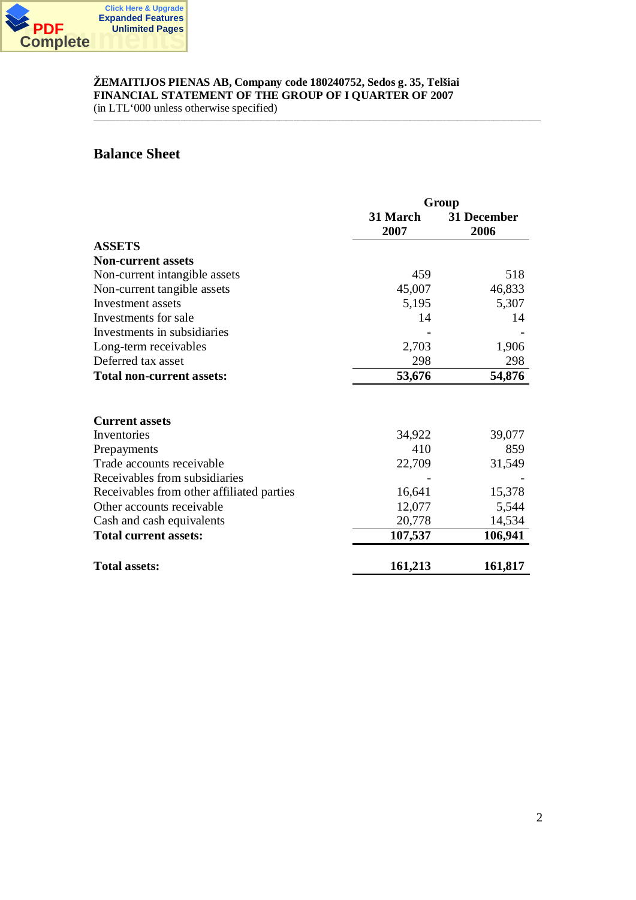ŽEMAITIJOS PIENAS AB, Company code 180240752, Sedos g. 35, Telšiai
**FINANCIAL STATEMENT OF THE GROUP OF I QUARTER OF 2007**
(in LTL'000 unless otherwise specified)

## Balance Sheet

| | Group | |
|---|---|---|
| | **31 March 2007** | **31 December 2006** |
| **ASSETS** | | |
| **Non-current assets** | | |
| Non-current intangible assets | 459 | 518 |
| Non-current tangible assets | 45,007 | 46,833 |
| Investment assets | 5,195 | 5,307 |
| Investments for sale | 14 | 14 |
| Investments in subsidiaries | - | - |
| Long-term receivables | 2,703 | 1,906 |
| Deferred tax asset | 298 | 298 |
| **Total non-current assets:** | **53,676** | **54,876** |
| | | |
| **Current assets** | | |
| Inventories | 34,922 | 39,077 |
| Prepayments | 410 | 859 |
| Trade accounts receivable | 22,709 | 31,549 |
| Receivables from subsidiaries | - | - |
| Receivables from other affiliated parties | 16,641 | 15,378 |
| Other accounts receivable | 12,077 | 5,544 |
| Cash and cash equivalents | 20,778 | 14,534 |
| **Total current assets:** | **107,537** | **106,941** |
| | | |
| **Total assets:** | **161,213** | **161,817** |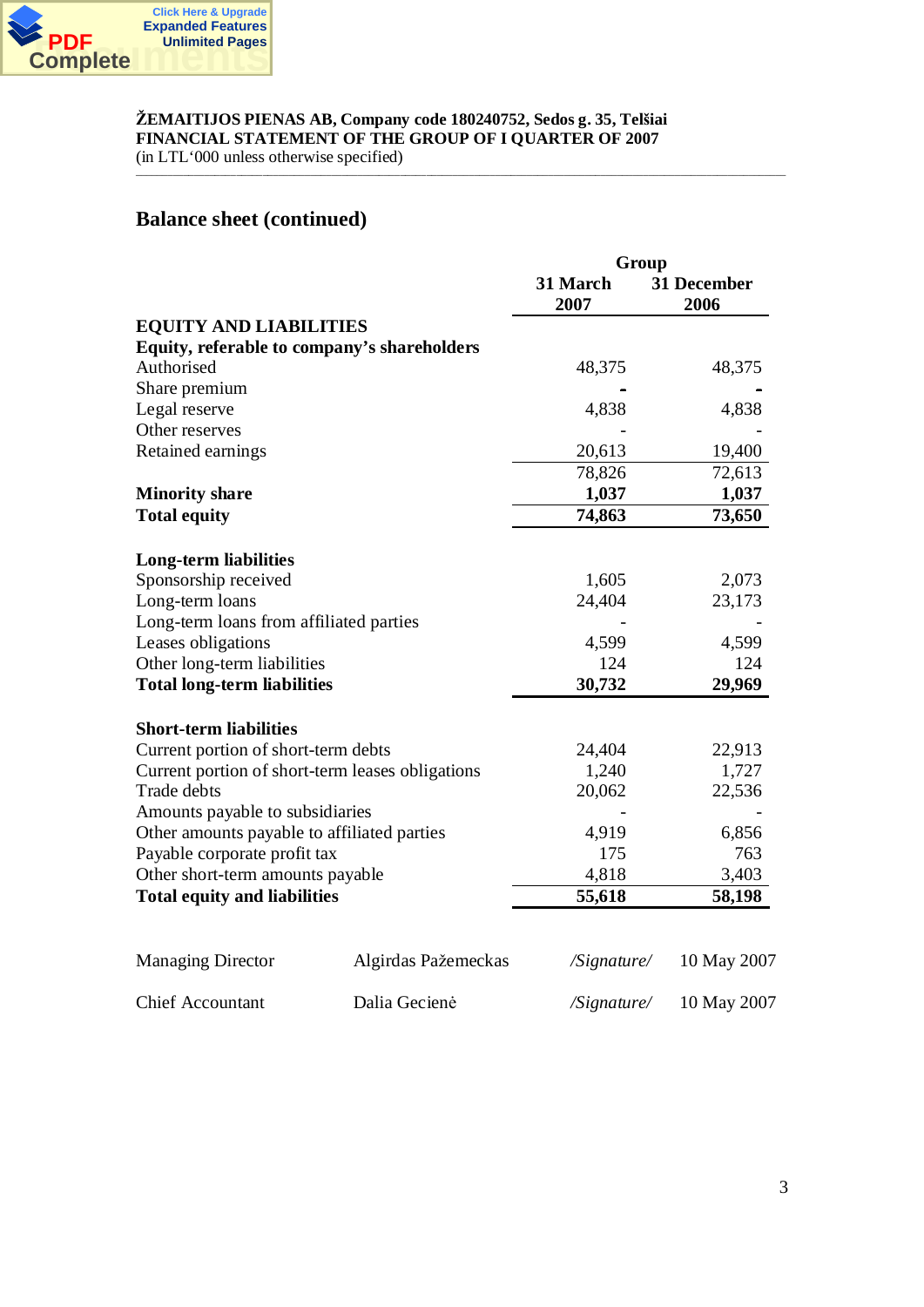ŽEMAITIJOS PIENAS AB, Company code 180240752, Sedos g. 35, Telšiai
**FINANCIAL STATEMENT OF THE GROUP OF I QUARTER OF 2007**
(in LTL'000 unless otherwise specified)

## Balance sheet (continued)

| | Group | |
|---|---|---|
| | **31 March 2007** | **31 December 2006** |
| **EQUITY AND LIABILITIES** | | |
| **Equity, referable to company's shareholders** | | |
| Authorised | 48,375 | 48,375 |
| Share premium | - | - |
| Legal reserve | 4,838 | 4,838 |
| Other reserves | - | - |
| Retained earnings | 20,613 | 19,400 |
| | 78,826 | 72,613 |
| **Minority share** | **1,037** | **1,037** |
| **Total equity** | **74,863** | **73,650** |
| | | |
| **Long-term liabilities** | | |
| Sponsorship received | 1,605 | 2,073 |
| Long-term loans | 24,404 | 23,173 |
| Long-term loans from affiliated parties | - | - |
| Leases obligations | 4,599 | 4,599 |
| Other long-term liabilities | 124 | 124 |
| **Total long-term liabilities** | **30,732** | **29,969** |
| | | |
| **Short-term liabilities** | | |
| Current portion of short-term debts | 24,404 | 22,913 |
| Current portion of short-term leases obligations | 1,240 | 1,727 |
| Trade debts | 20,062 | 22,536 |
| Amounts payable to subsidiaries | - | - |
| Other amounts payable to affiliated parties | 4,919 | 6,856 |
| Payable corporate profit tax | 175 | 763 |
| Other short-term amounts payable | 4,818 | 3,403 |
| **Total equity and liabilities** | **55,618** | **58,198** |

| | | | |
|---|---|---|---|
| Managing Director | Algirdas Pažemeckas | */Signature/* | 10 May 2007 |
| Chief Accountant | Dalia Gecienė | */Signature/* | 10 May 2007 |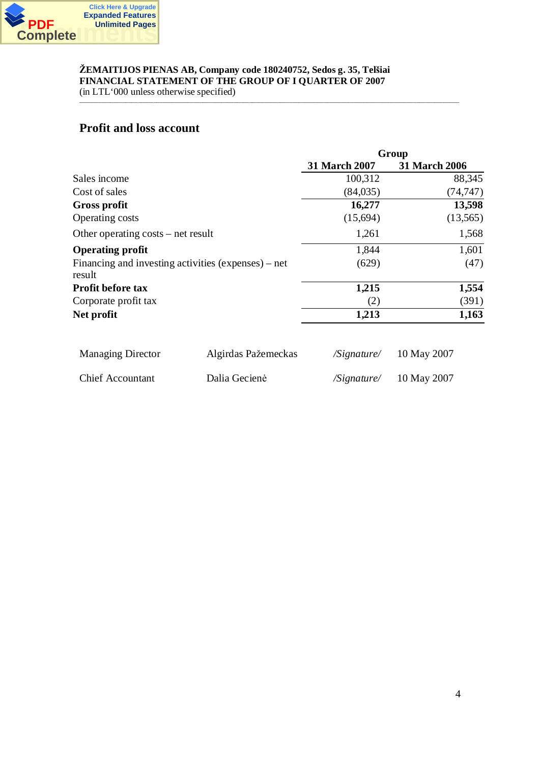**ŽEMAITIJOS PIENAS AB, Company code 180240752, Sedos g. 35, Telšiai**
**FINANCIAL STATEMENT OF THE GROUP OF I QUARTER OF 2007**
(in LTL'000 unless otherwise specified)

## Profit and loss account

| | Group | |
|---|---|---|
| | **31 March 2007** | **31 March 2006** |
| Sales income | 100,312 | 88,345 |
| Cost of sales | (84,035) | (74,747) |
| **Gross profit** | **16,277** | **13,598** |
| Operating costs | (15,694) | (13,565) |
| Other operating costs – net result | 1,261 | 1,568 |
| **Operating profit** | 1,844 | 1,601 |
| Financing and investing activities (expenses) – net result | (629) | (47) |
| **Profit before tax** | **1,215** | **1,554** |
| Corporate profit tax | (2) | (391) |
| **Net profit** | **1,213** | **1,163** |

| | | | |
|---|---|---|---|
| Managing Director | Algirdas Pažemeckas | */Signature/* | 10 May 2007 |
| Chief Accountant | Dalia Gecienė | */Signature/* | 10 May 2007 |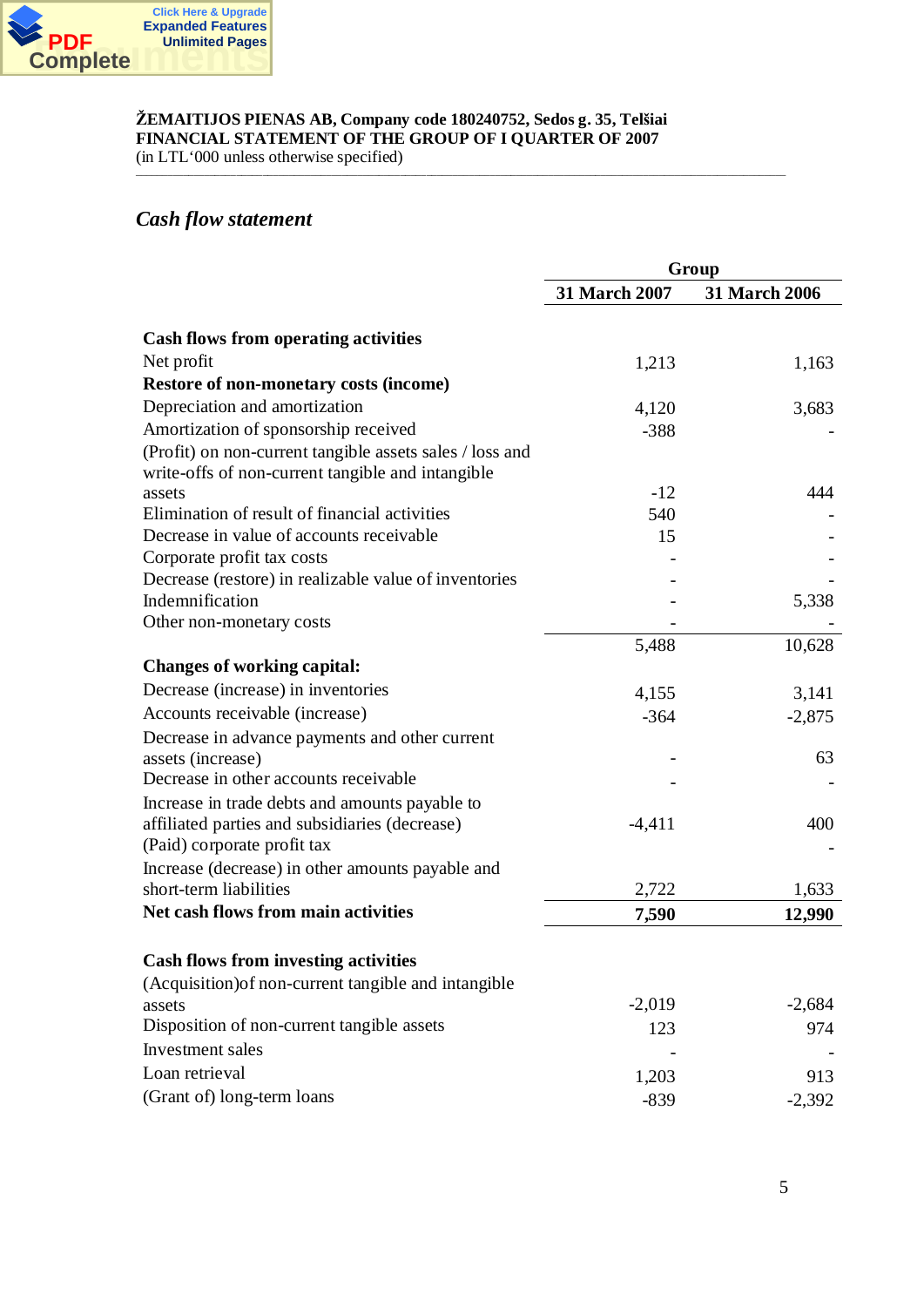**ŽEMAITIJOS PIENAS AB, Company code 180240752, Sedos g. 35, Telšiai**
**FINANCIAL STATEMENT OF THE GROUP OF I QUARTER OF 2007**
(in LTL'000 unless otherwise specified)

## *Cash flow statement*

| | Group | |
|---|---|---|
| | **31 March 2007** | **31 March 2006** |
| **Cash flows from operating activities** | | |
| Net profit | 1,213 | 1,163 |
| **Restore of non-monetary costs (income)** | | |
| Depreciation and amortization | 4,120 | 3,683 |
| Amortization of sponsorship received | -388 | - |
| (Profit) on non-current tangible assets sales / loss and write-offs of non-current tangible and intangible assets | -12 | 444 |
| Elimination of result of financial activities | 540 | - |
| Decrease in value of accounts receivable | 15 | - |
| Corporate profit tax costs | - | - |
| Decrease (restore) in realizable value of inventories | - | - |
| Indemnification | - | 5,338 |
| Other non-monetary costs | - | - |
| | 5,488 | 10,628 |
| **Changes of working capital:** | | |
| Decrease (increase) in inventories | 4,155 | 3,141 |
| Accounts receivable (increase) | -364 | -2,875 |
| Decrease in advance payments and other current assets (increase) | - | 63 |
| Decrease in other accounts receivable | - | - |
| Increase in trade debts and amounts payable to affiliated parties and subsidiaries (decrease) | -4,411 | 400 |
| (Paid) corporate profit tax | | - |
| Increase (decrease) in other amounts payable and short-term liabilities | 2,722 | 1,633 |
| **Net cash flows from main activities** | **7,590** | **12,990** |
| | | |
| **Cash flows from investing activities** | | |
| (Acquisition)of non-current tangible and intangible assets | -2,019 | -2,684 |
| Disposition of non-current tangible assets | 123 | 974 |
| Investment sales | - | - |
| Loan retrieval | 1,203 | 913 |
| (Grant of) long-term loans | -839 | -2,392 |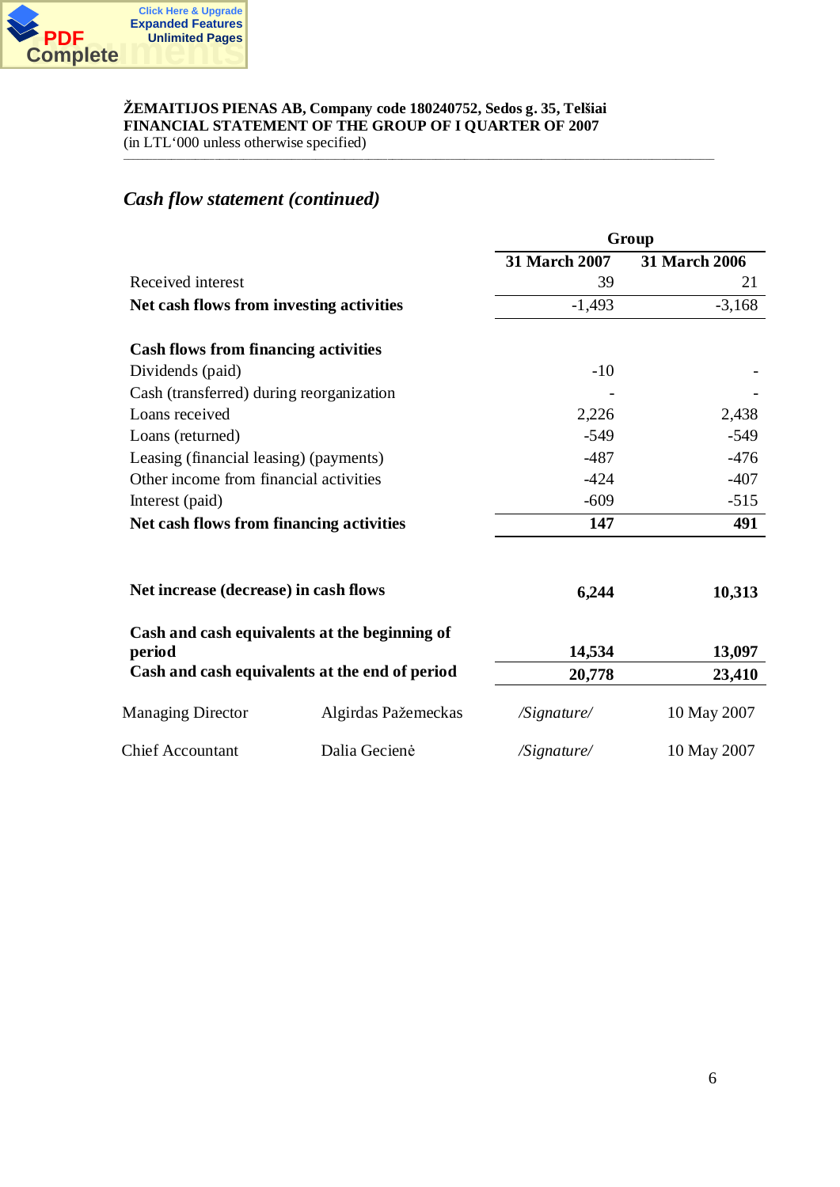**ŽEMAITIJOS PIENAS AB, Company code 180240752, Sedos g. 35, Telšiai**
**FINANCIAL STATEMENT OF THE GROUP OF I QUARTER OF 2007**
(in LTL'000 unless otherwise specified)

## *Cash flow statement (continued)*

| | Group | |
|---|---|---|
| | **31 March 2007** | **31 March 2006** |
| Received interest | 39 | 21 |
| **Net cash flows from investing activities** | -1,493 | -3,168 |
| | | |
| **Cash flows from financing activities** | | |
| Dividends (paid) | -10 | - |
| Cash (transferred) during reorganization | - | - |
| Loans received | 2,226 | 2,438 |
| Loans (returned) | -549 | -549 |
| Leasing (financial leasing) (payments) | -487 | -476 |
| Other income from financial activities | -424 | -407 |
| Interest (paid) | -609 | -515 |
| **Net cash flows from financing activities** | **147** | **491** |
| | | |
| **Net increase (decrease) in cash flows** | **6,244** | **10,313** |
| | | |
| **Cash and cash equivalents at the beginning of period** | **14,534** | **13,097** |
| **Cash and cash equivalents at the end of period** | **20,778** | **23,410** |

| | | | |
|---|---|---|---|
| Managing Director | Algirdas Pažemeckas | */Signature/* | 10 May 2007 |
| Chief Accountant | Dalia Gecienė | */Signature/* | 10 May 2007 |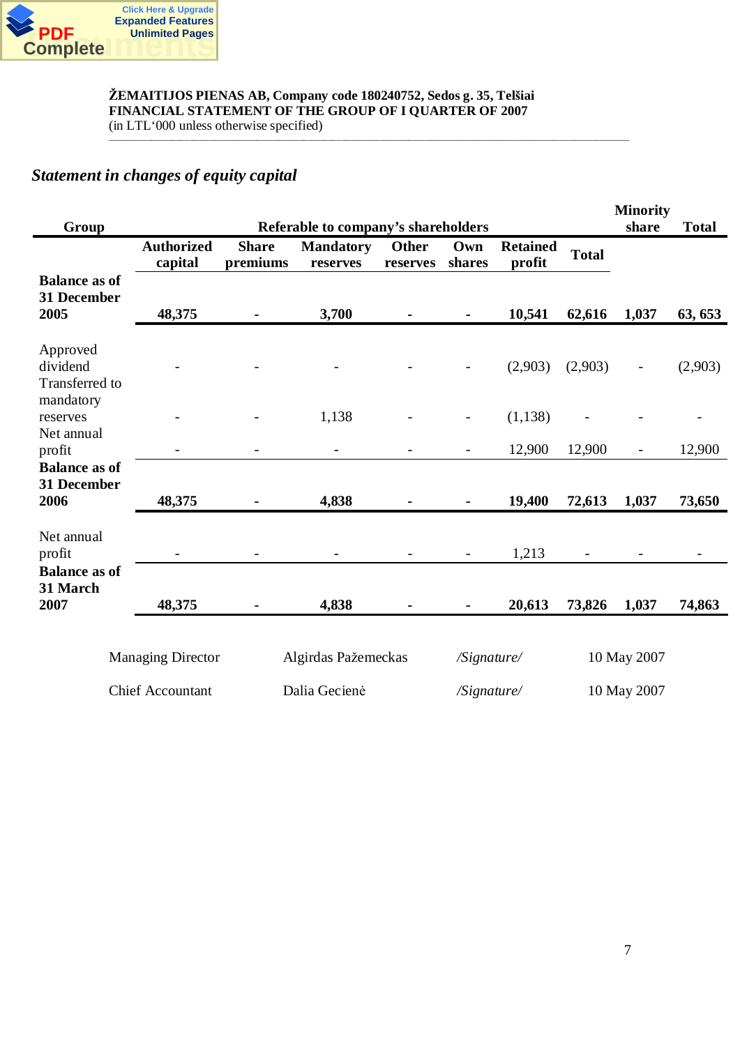ŽEMAITIJOS PIENAS AB, Company code 180240752, Sedos g. 35, Telšiai
**FINANCIAL STATEMENT OF THE GROUP OF I QUARTER OF 2007**
(in LTL'000 unless otherwise specified)

## *Statement in changes of equity capital*

| Group | Referable to company's shareholders | | | | | | | Minority share | Total |
|---|---|---|---|---|---|---|---|---|---|
| | Authorized capital | Share premiums | Mandatory reserves | Other reserves | Own shares | Retained profit | Total | | |
| **Balance as of 31 December 2005** | **48,375** | **-** | **3,700** | **-** | **-** | **10,541** | **62,616** | **1,037** | **63, 653** |
| Approved dividend | - | - | - | - | - | (2,903) | (2,903) | - | (2,903) |
| Transferred to mandatory reserves | - | - | 1,138 | - | - | (1,138) | - | - | - |
| Net annual profit | - | - | - | - | - | 12,900 | 12,900 | - | 12,900 |
| **Balance as of 31 December 2006** | **48,375** | **-** | **4,838** | **-** | **-** | **19,400** | **72,613** | **1,037** | **73,650** |
| Net annual profit | - | - | - | - | - | 1,213 | - | - | - |
| **Balance as of 31 March 2007** | **48,375** | **-** | **4,838** | **-** | **-** | **20,613** | **73,826** | **1,037** | **74,863** |

Managing Director Algirdas Pažemeckas */Signature/* 10 May 2007

Chief Accountant Dalia Gecienė */Signature/* 10 May 2007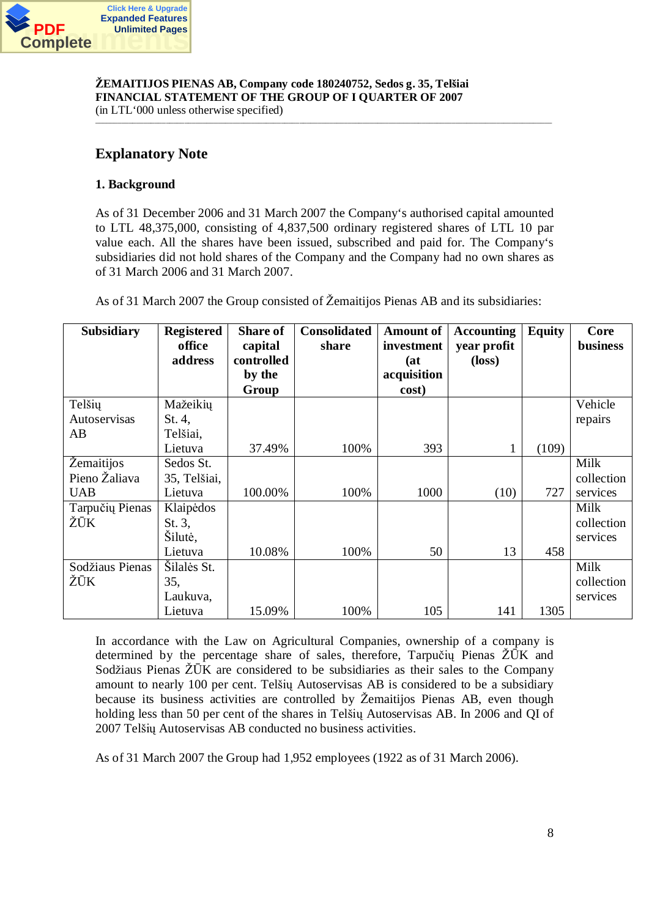**ŽEMAITIJOS PIENAS AB, Company code 180240752, Sedos g. 35, Telšiai**
**FINANCIAL STATEMENT OF THE GROUP OF I QUARTER OF 2007**
(in LTL'000 unless otherwise specified)

## Explanatory Note

### 1. Background

As of 31 December 2006 and 31 March 2007 the Company's authorised capital amounted to LTL 48,375,000, consisting of 4,837,500 ordinary registered shares of LTL 10 par value each. All the shares have been issued, subscribed and paid for. The Company's subsidiaries did not hold shares of the Company and the Company had no own shares as of 31 March 2006 and 31 March 2007.

As of 31 March 2007 the Group consisted of Žemaitijos Pienas AB and its subsidiaries:

| Subsidiary | Registered office address | Share of capital controlled by the Group | Consolidated share | Amount of investment (at acquisition cost) | Accounting year profit (loss) | Equity | Core business |
|---|---|---|---|---|---|---|---|
| Telšių Autoservisas AB | Mažeikių St. 4, Telšiai, Lietuva | 37.49% | 100% | 393 | 1 | (109) | Vehicle repairs |
| Žemaitijos Pieno Žaliava UAB | Sedos St. 35, Telšiai, Lietuva | 100.00% | 100% | 1000 | (10) | 727 | Milk collection services |
| Tarpučių Pienas ŽŪK | Klaipėdos St. 3, Šilutė, Lietuva | 10.08% | 100% | 50 | 13 | 458 | Milk collection services |
| Sodžiaus Pienas ŽŪK | Šilalės St. 35, Laukuva, Lietuva | 15.09% | 100% | 105 | 141 | 1305 | Milk collection services |

In accordance with the Law on Agricultural Companies, ownership of a company is determined by the percentage share of sales, therefore, Tarpučių Pienas ŽŪK and Sodžiaus Pienas ŽŪK are considered to be subsidiaries as their sales to the Company amount to nearly 100 per cent. Telšių Autoservisas AB is considered to be a subsidiary because its business activities are controlled by Žemaitijos Pienas AB, even though holding less than 50 per cent of the shares in Telšių Autoservisas AB. In 2006 and QI of 2007 Telšių Autoservisas AB conducted no business activities.

As of 31 March 2007 the Group had 1,952 employees (1922 as of 31 March 2006).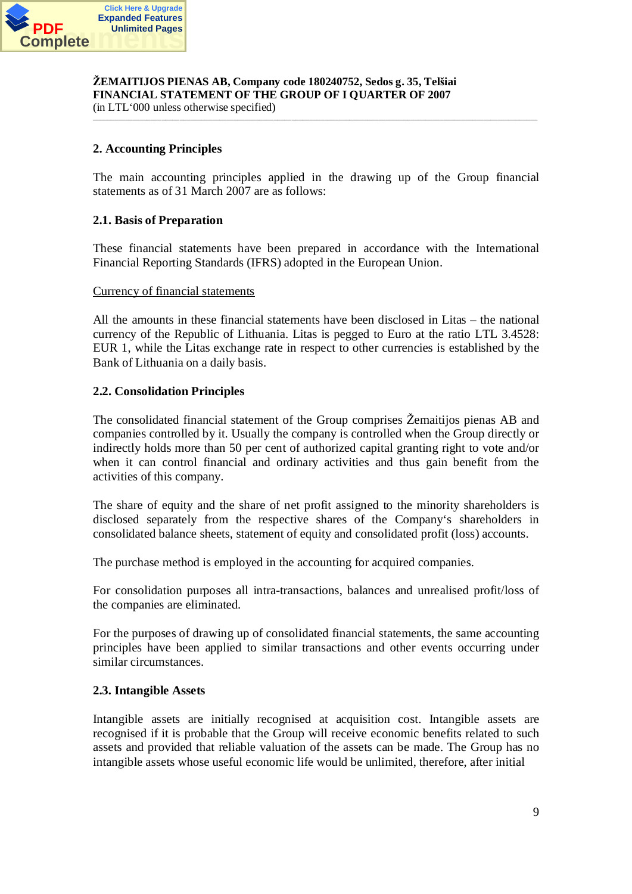## 2. Accounting Principles

The main accounting principles applied in the drawing up of the Group financial statements as of 31 March 2007 are as follows:

### 2.1. Basis of Preparation

These financial statements have been prepared in accordance with the International Financial Reporting Standards (IFRS) adopted in the European Union.

Currency of financial statements

All the amounts in these financial statements have been disclosed in Litas – the national currency of the Republic of Lithuania. Litas is pegged to Euro at the ratio LTL 3.4528: EUR 1, while the Litas exchange rate in respect to other currencies is established by the Bank of Lithuania on a daily basis.

### 2.2. Consolidation Principles

The consolidated financial statement of the Group comprises Žemaitijos pienas AB and companies controlled by it. Usually the company is controlled when the Group directly or indirectly holds more than 50 per cent of authorized capital granting right to vote and/or when it can control financial and ordinary activities and thus gain benefit from the activities of this company.

The share of equity and the share of net profit assigned to the minority shareholders is disclosed separately from the respective shares of the Company‘s shareholders in consolidated balance sheets, statement of equity and consolidated profit (loss) accounts.

The purchase method is employed in the accounting for acquired companies.

For consolidation purposes all intra-transactions, balances and unrealised profit/loss of the companies are eliminated.

For the purposes of drawing up of consolidated financial statements, the same accounting principles have been applied to similar transactions and other events occurring under similar circumstances.

### 2.3. Intangible Assets

Intangible assets are initially recognised at acquisition cost. Intangible assets are recognised if it is probable that the Group will receive economic benefits related to such assets and provided that reliable valuation of the assets can be made. The Group has no intangible assets whose useful economic life would be unlimited, therefore, after initial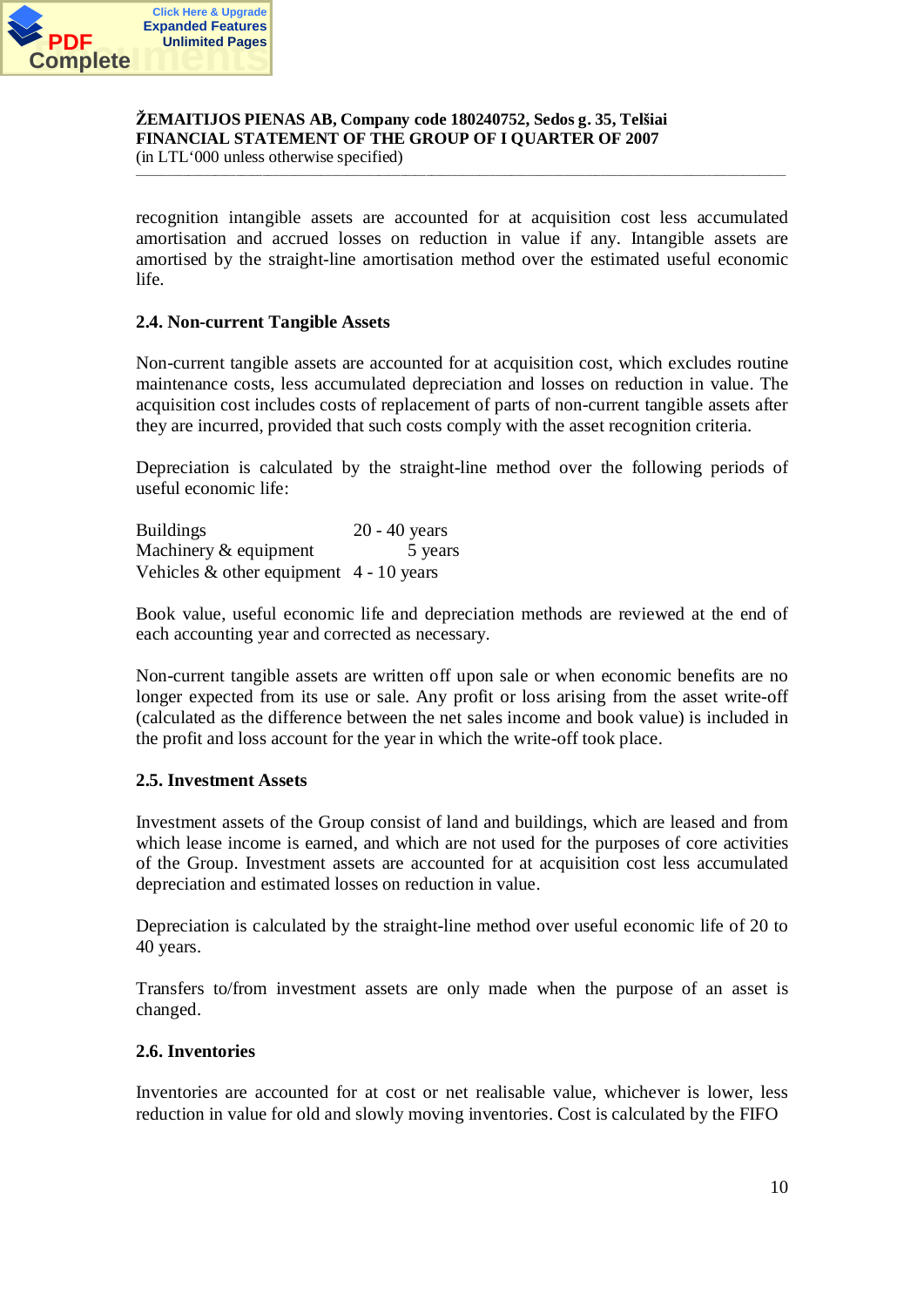recognition intangible assets are accounted for at acquisition cost less accumulated amortisation and accrued losses on reduction in value if any. Intangible assets are amortised by the straight-line amortisation method over the estimated useful economic life.

### 2.4. Non-current Tangible Assets

Non-current tangible assets are accounted for at acquisition cost, which excludes routine maintenance costs, less accumulated depreciation and losses on reduction in value. The acquisition cost includes costs of replacement of parts of non-current tangible assets after they are incurred, provided that such costs comply with the asset recognition criteria.

Depreciation is calculated by the straight-line method over the following periods of useful economic life:

| | |
|---|---|
| Buildings | 20 - 40 years |
| Machinery & equipment | 5 years |
| Vehicles & other equipment | 4 - 10 years |

Book value, useful economic life and depreciation methods are reviewed at the end of each accounting year and corrected as necessary.

Non-current tangible assets are written off upon sale or when economic benefits are no longer expected from its use or sale. Any profit or loss arising from the asset write-off (calculated as the difference between the net sales income and book value) is included in the profit and loss account for the year in which the write-off took place.

### 2.5. Investment Assets

Investment assets of the Group consist of land and buildings, which are leased and from which lease income is earned, and which are not used for the purposes of core activities of the Group. Investment assets are accounted for at acquisition cost less accumulated depreciation and estimated losses on reduction in value.

Depreciation is calculated by the straight-line method over useful economic life of 20 to 40 years.

Transfers to/from investment assets are only made when the purpose of an asset is changed.

### 2.6. Inventories

Inventories are accounted for at cost or net realisable value, whichever is lower, less reduction in value for old and slowly moving inventories. Cost is calculated by the FIFO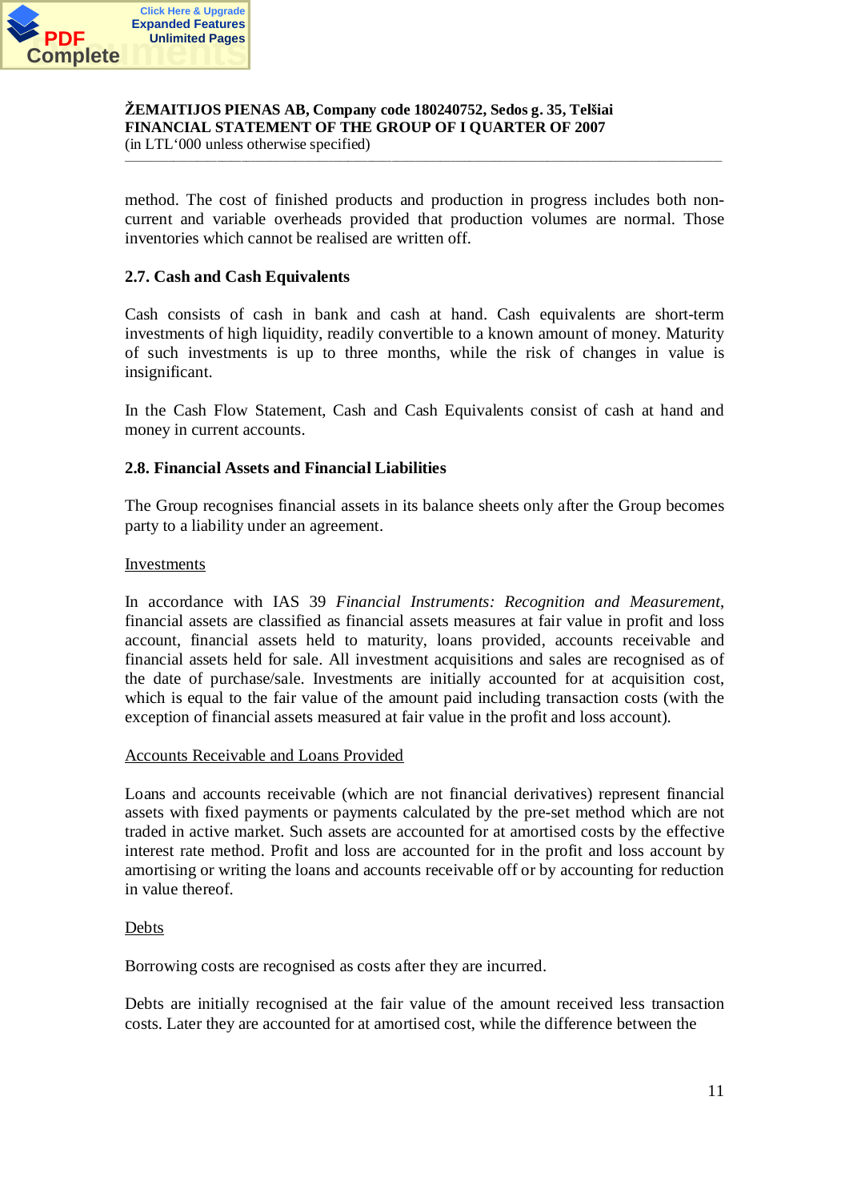method. The cost of finished products and production in progress includes both non-current and variable overheads provided that production volumes are normal. Those inventories which cannot be realised are written off.

### 2.7. Cash and Cash Equivalents

Cash consists of cash in bank and cash at hand. Cash equivalents are short-term investments of high liquidity, readily convertible to a known amount of money. Maturity of such investments is up to three months, while the risk of changes in value is insignificant.

In the Cash Flow Statement, Cash and Cash Equivalents consist of cash at hand and money in current accounts.

### 2.8. Financial Assets and Financial Liabilities

The Group recognises financial assets in its balance sheets only after the Group becomes party to a liability under an agreement.

Investments

In accordance with IAS 39 *Financial Instruments: Recognition and Measurement*, financial assets are classified as financial assets measures at fair value in profit and loss account, financial assets held to maturity, loans provided, accounts receivable and financial assets held for sale. All investment acquisitions and sales are recognised as of the date of purchase/sale. Investments are initially accounted for at acquisition cost, which is equal to the fair value of the amount paid including transaction costs (with the exception of financial assets measured at fair value in the profit and loss account).

Accounts Receivable and Loans Provided

Loans and accounts receivable (which are not financial derivatives) represent financial assets with fixed payments or payments calculated by the pre-set method which are not traded in active market. Such assets are accounted for at amortised costs by the effective interest rate method. Profit and loss are accounted for in the profit and loss account by amortising or writing the loans and accounts receivable off or by accounting for reduction in value thereof.

Debts

Borrowing costs are recognised as costs after they are incurred.

Debts are initially recognised at the fair value of the amount received less transaction costs. Later they are accounted for at amortised cost, while the difference between the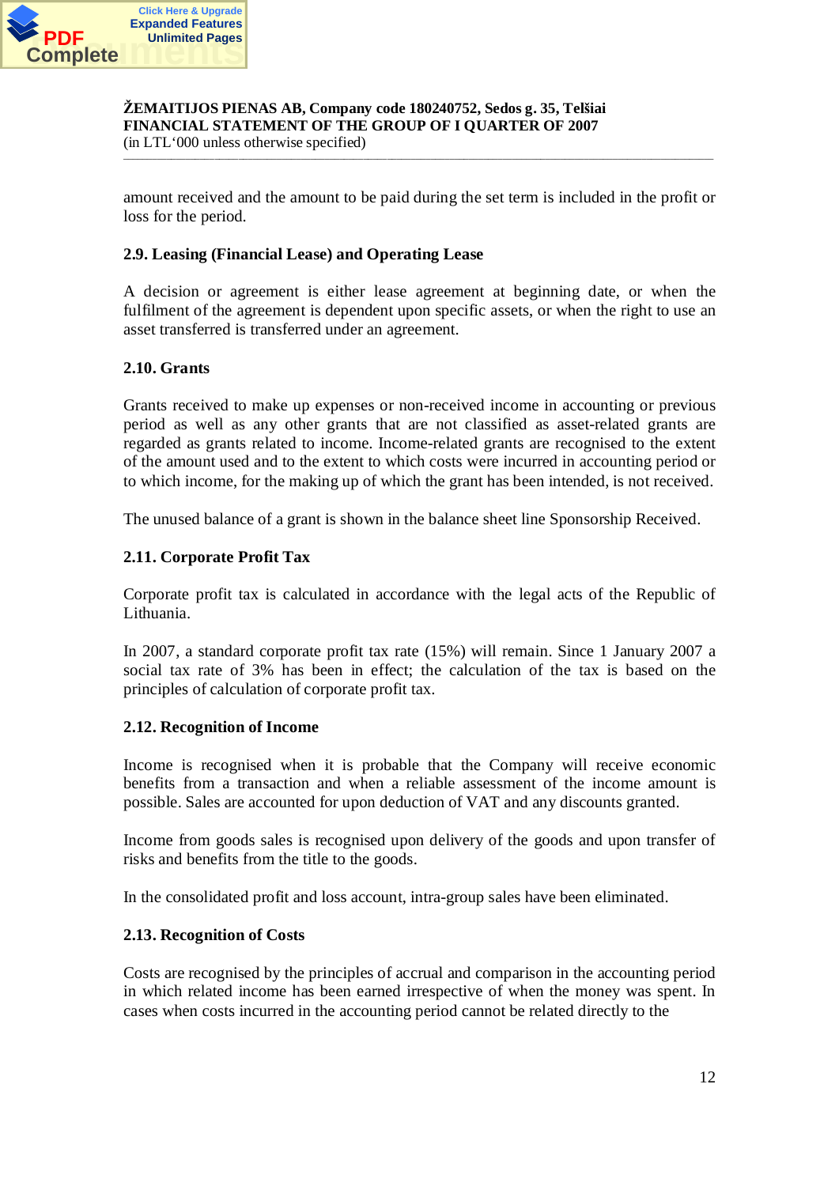amount received and the amount to be paid during the set term is included in the profit or loss for the period.

### 2.9. Leasing (Financial Lease) and Operating Lease

A decision or agreement is either lease agreement at beginning date, or when the fulfilment of the agreement is dependent upon specific assets, or when the right to use an asset transferred is transferred under an agreement.

### 2.10. Grants

Grants received to make up expenses or non-received income in accounting or previous period as well as any other grants that are not classified as asset-related grants are regarded as grants related to income. Income-related grants are recognised to the extent of the amount used and to the extent to which costs were incurred in accounting period or to which income, for the making up of which the grant has been intended, is not received.

The unused balance of a grant is shown in the balance sheet line Sponsorship Received.

### 2.11. Corporate Profit Tax

Corporate profit tax is calculated in accordance with the legal acts of the Republic of Lithuania.

In 2007, a standard corporate profit tax rate (15%) will remain. Since 1 January 2007 a social tax rate of 3% has been in effect; the calculation of the tax is based on the principles of calculation of corporate profit tax.

### 2.12. Recognition of Income

Income is recognised when it is probable that the Company will receive economic benefits from a transaction and when a reliable assessment of the income amount is possible. Sales are accounted for upon deduction of VAT and any discounts granted.

Income from goods sales is recognised upon delivery of the goods and upon transfer of risks and benefits from the title to the goods.

In the consolidated profit and loss account, intra-group sales have been eliminated.

### 2.13. Recognition of Costs

Costs are recognised by the principles of accrual and comparison in the accounting period in which related income has been earned irrespective of when the money was spent. In cases when costs incurred in the accounting period cannot be related directly to the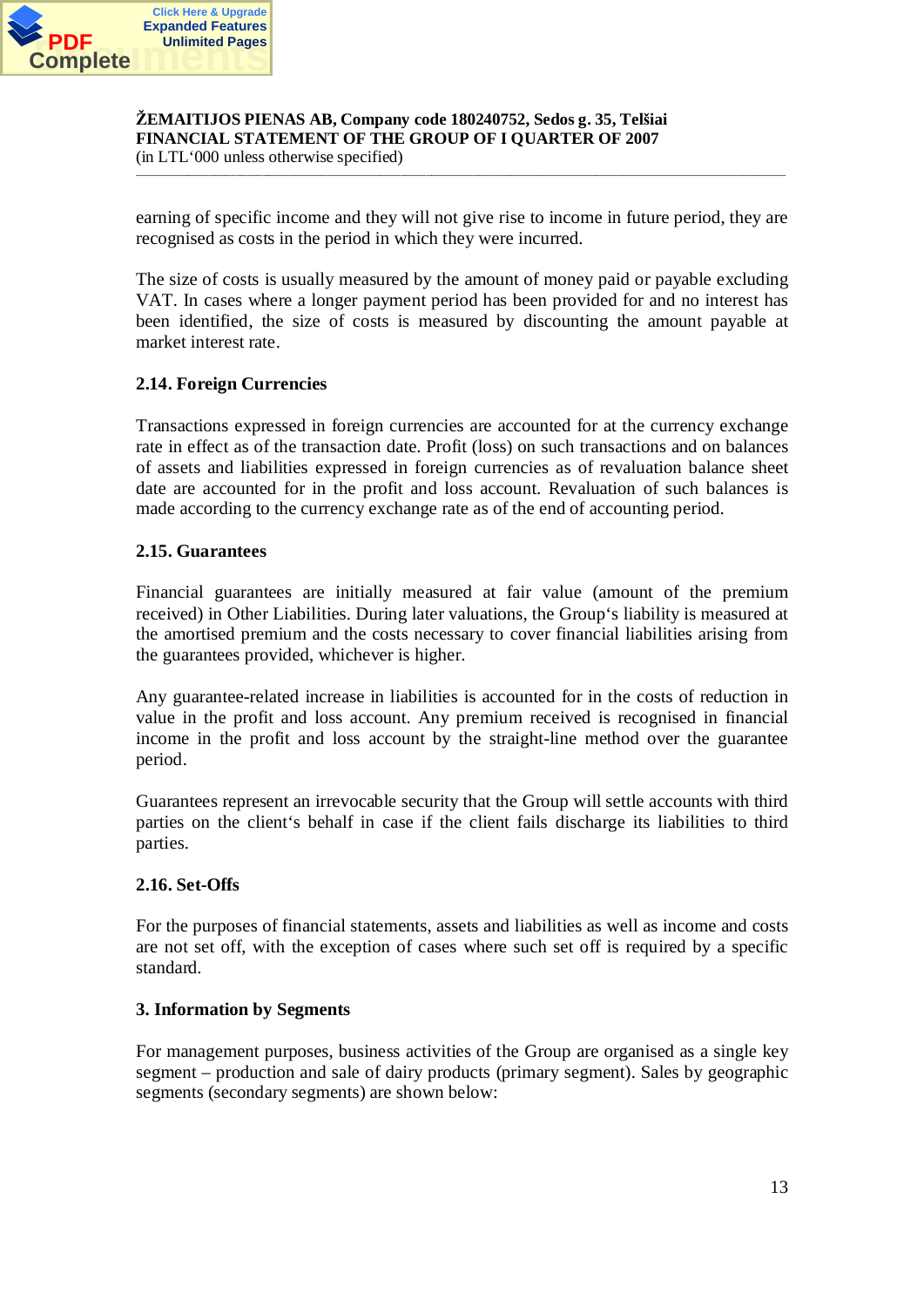earning of specific income and they will not give rise to income in future period, they are recognised as costs in the period in which they were incurred.

The size of costs is usually measured by the amount of money paid or payable excluding VAT. In cases where a longer payment period has been provided for and no interest has been identified, the size of costs is measured by discounting the amount payable at market interest rate.

### 2.14. Foreign Currencies

Transactions expressed in foreign currencies are accounted for at the currency exchange rate in effect as of the transaction date. Profit (loss) on such transactions and on balances of assets and liabilities expressed in foreign currencies as of revaluation balance sheet date are accounted for in the profit and loss account. Revaluation of such balances is made according to the currency exchange rate as of the end of accounting period.

### 2.15. Guarantees

Financial guarantees are initially measured at fair value (amount of the premium received) in Other Liabilities. During later valuations, the Group's liability is measured at the amortised premium and the costs necessary to cover financial liabilities arising from the guarantees provided, whichever is higher.

Any guarantee-related increase in liabilities is accounted for in the costs of reduction in value in the profit and loss account. Any premium received is recognised in financial income in the profit and loss account by the straight-line method over the guarantee period.

Guarantees represent an irrevocable security that the Group will settle accounts with third parties on the client's behalf in case if the client fails discharge its liabilities to third parties.

### 2.16. Set-Offs

For the purposes of financial statements, assets and liabilities as well as income and costs are not set off, with the exception of cases where such set off is required by a specific standard.

## 3. Information by Segments

For management purposes, business activities of the Group are organised as a single key segment – production and sale of dairy products (primary segment). Sales by geographic segments (secondary segments) are shown below: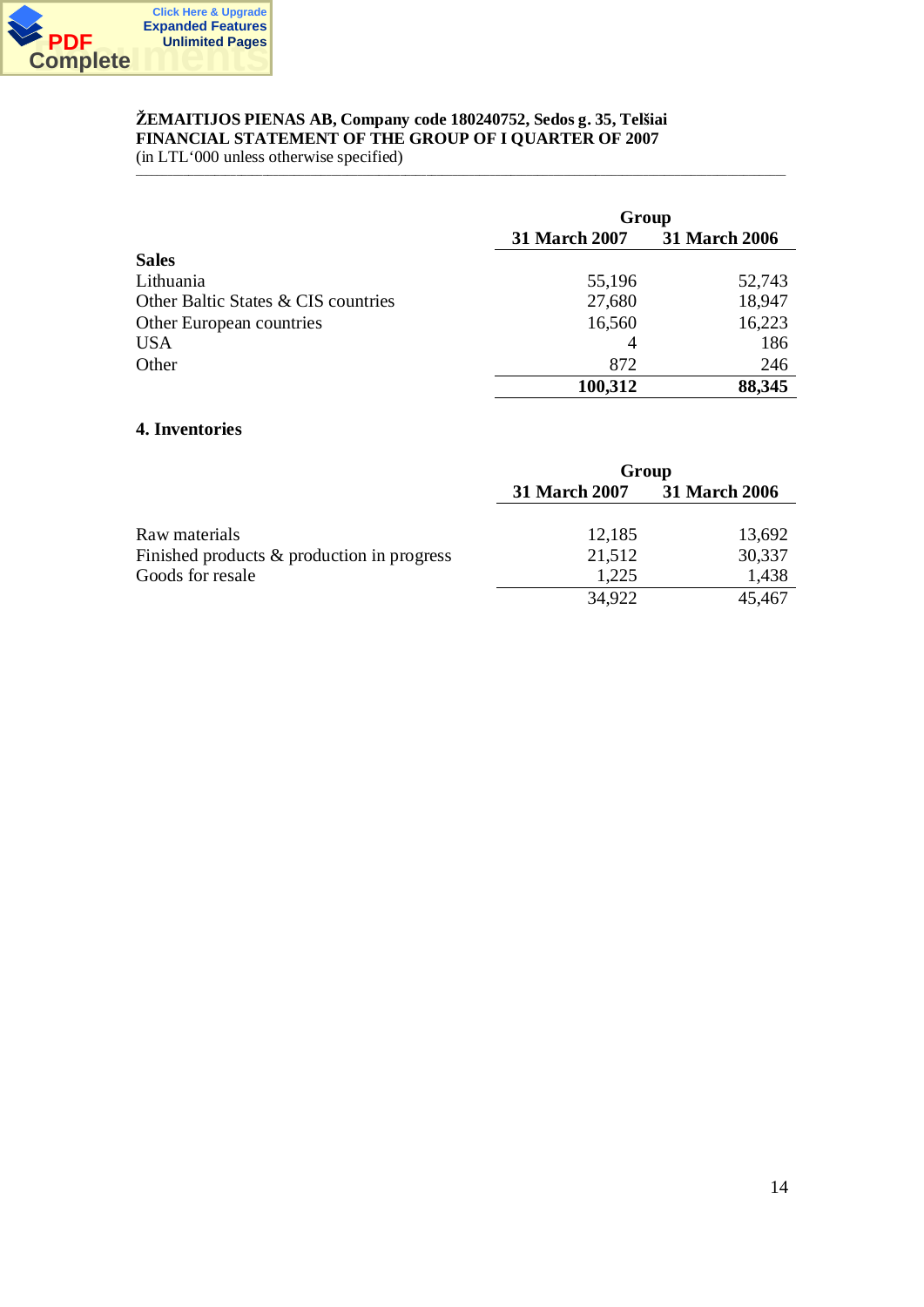**ŽEMAITIJOS PIENAS AB, Company code 180240752, Sedos g. 35, Telšiai**
**FINANCIAL STATEMENT OF THE GROUP OF I QUARTER OF 2007**
(in LTL'000 unless otherwise specified)

| | Group | |
|---|---|---|
| | **31 March 2007** | **31 March 2006** |
| **Sales** | | |
| Lithuania | 55,196 | 52,743 |
| Other Baltic States & CIS countries | 27,680 | 18,947 |
| Other European countries | 16,560 | 16,223 |
| USA | 4 | 186 |
| Other | 872 | 246 |
| | **100,312** | **88,345** |

## 4. Inventories

| | Group | |
|---|---|---|
| | **31 March 2007** | **31 March 2006** |
| Raw materials | 12,185 | 13,692 |
| Finished products & production in progress | 21,512 | 30,337 |
| Goods for resale | 1,225 | 1,438 |
| | 34,922 | 45,467 |